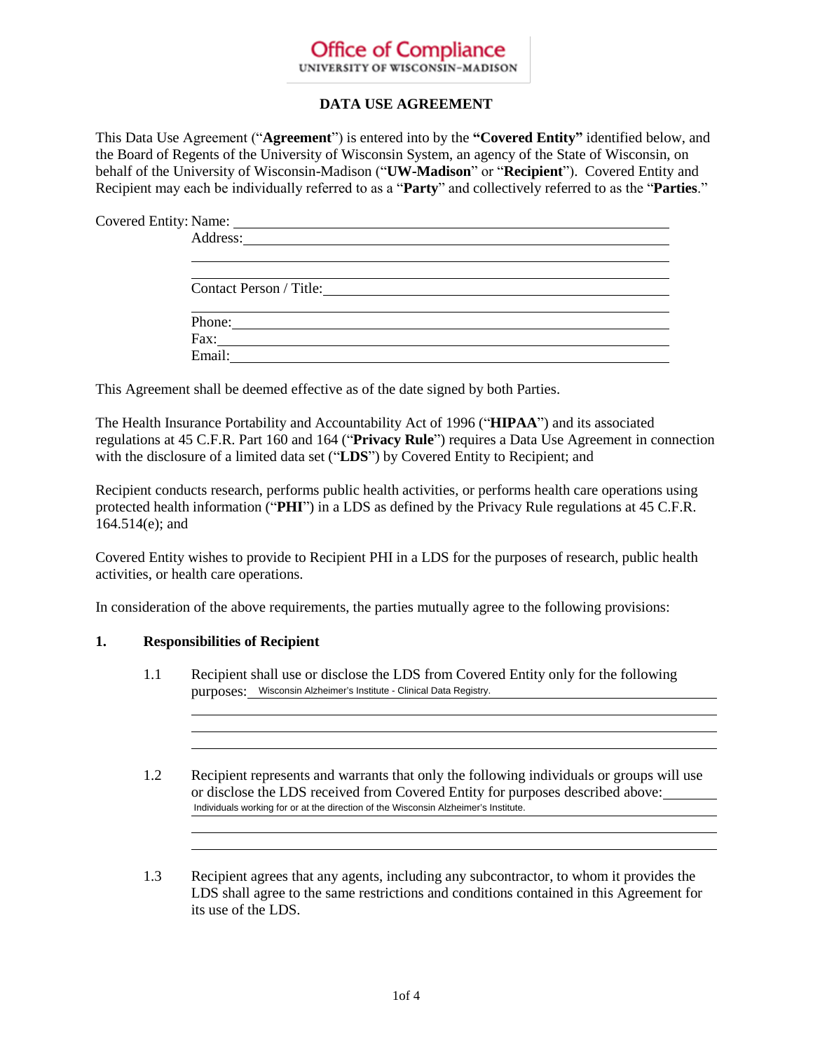**Office of Compliance**
UNIVERSITY OF WISCONSIN–MADISON

# DATA USE AGREEMENT

This Data Use Agreement ("**Agreement**") is entered into by the **"Covered Entity"** identified below, and the Board of Regents of the University of Wisconsin System, an agency of the State of Wisconsin, on behalf of the University of Wisconsin-Madison ("**UW-Madison**" or "**Recipient**"). Covered Entity and Recipient may each be individually referred to as a "**Party**" and collectively referred to as the "**Parties**."

Covered Entity: Name: ______________________________

Address: ______________________________

______________________________

______________________________

Contact Person / Title: ______________________________

______________________________

Phone: ______________________________

Fax: ______________________________

Email: ______________________________

This Agreement shall be deemed effective as of the date signed by both Parties.

The Health Insurance Portability and Accountability Act of 1996 ("**HIPAA**") and its associated regulations at 45 C.F.R. Part 160 and 164 ("**Privacy Rule**") requires a Data Use Agreement in connection with the disclosure of a limited data set ("**LDS**") by Covered Entity to Recipient; and

Recipient conducts research, performs public health activities, or performs health care operations using protected health information ("**PHI**") in a LDS as defined by the Privacy Rule regulations at 45 C.F.R. 164.514(e); and

Covered Entity wishes to provide to Recipient PHI in a LDS for the purposes of research, public health activities, or health care operations.

In consideration of the above requirements, the parties mutually agree to the following provisions:

## 1. Responsibilities of Recipient

1.1 Recipient shall use or disclose the LDS from Covered Entity only for the following purposes: Wisconsin Alzheimer's Institute - Clinical Data Registry.

______________________________

______________________________

______________________________

1.2 Recipient represents and warrants that only the following individuals or groups will use or disclose the LDS received from Covered Entity for purposes described above: Individuals working for or at the direction of the Wisconsin Alzheimer's Institute.

______________________________

______________________________

1.3 Recipient agrees that any agents, including any subcontractor, to whom it provides the LDS shall agree to the same restrictions and conditions contained in this Agreement for its use of the LDS.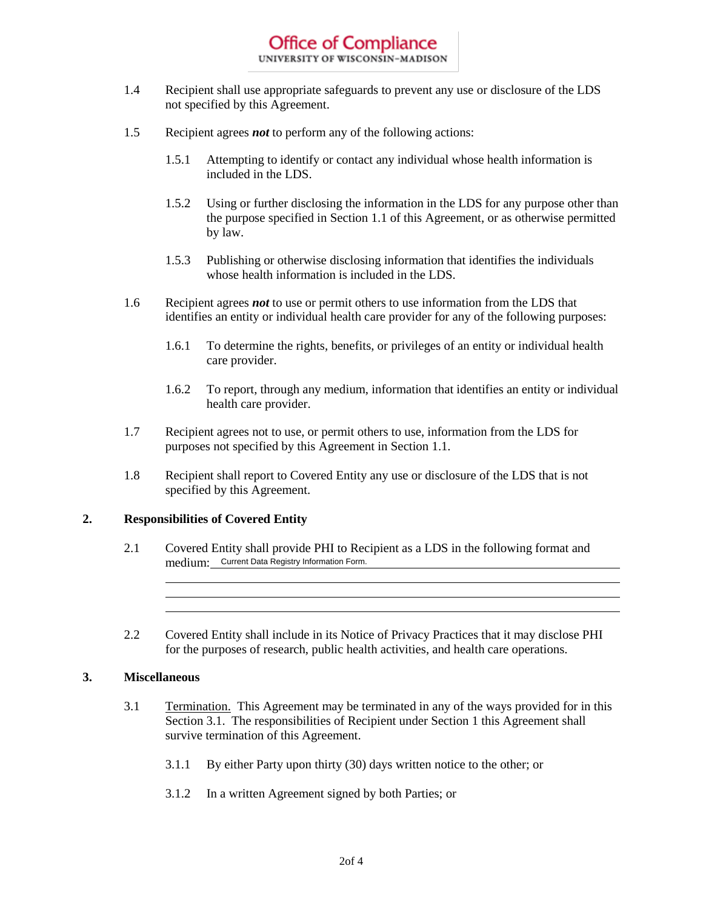1.4 Recipient shall use appropriate safeguards to prevent any use or disclosure of the LDS not specified by this Agreement.

1.5 Recipient agrees ***not*** to perform any of the following actions:

1.5.1 Attempting to identify or contact any individual whose health information is included in the LDS.

1.5.2 Using or further disclosing the information in the LDS for any purpose other than the purpose specified in Section 1.1 of this Agreement, or as otherwise permitted by law.

1.5.3 Publishing or otherwise disclosing information that identifies the individuals whose health information is included in the LDS.

1.6 Recipient agrees ***not*** to use or permit others to use information from the LDS that identifies an entity or individual health care provider for any of the following purposes:

1.6.1 To determine the rights, benefits, or privileges of an entity or individual health care provider.

1.6.2 To report, through any medium, information that identifies an entity or individual health care provider.

1.7 Recipient agrees not to use, or permit others to use, information from the LDS for purposes not specified by this Agreement in Section 1.1.

1.8 Recipient shall report to Covered Entity any use or disclosure of the LDS that is not specified by this Agreement.

## 2. Responsibilities of Covered Entity

2.1 Covered Entity shall provide PHI to Recipient as a LDS in the following format and medium: Current Data Registry Information Form.

2.2 Covered Entity shall include in its Notice of Privacy Practices that it may disclose PHI for the purposes of research, public health activities, and health care operations.

## 3. Miscellaneous

3.1 Termination. This Agreement may be terminated in any of the ways provided for in this Section 3.1. The responsibilities of Recipient under Section 1 this Agreement shall survive termination of this Agreement.

3.1.1 By either Party upon thirty (30) days written notice to the other; or

3.1.2 In a written Agreement signed by both Parties; or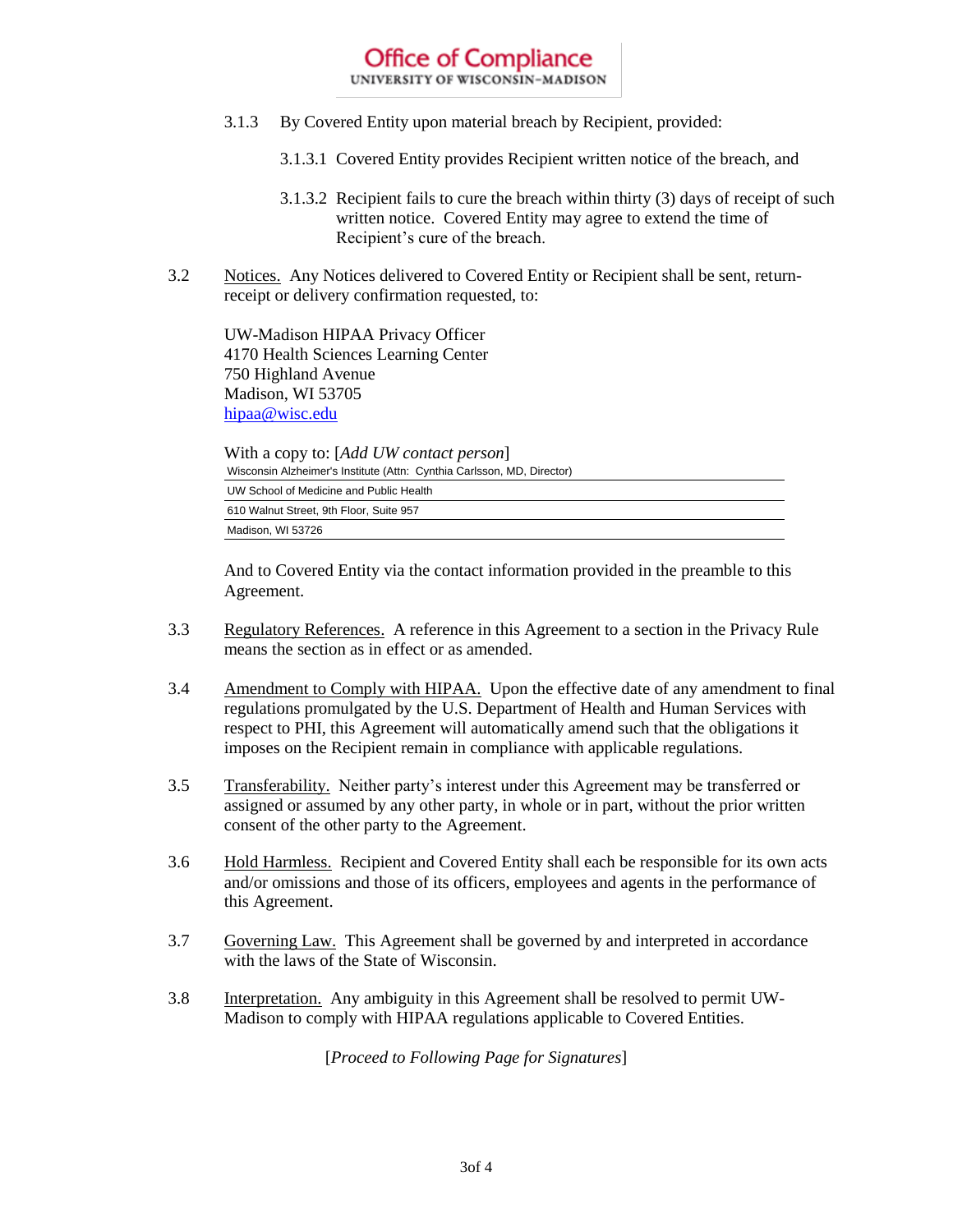3.1.3 By Covered Entity upon material breach by Recipient, provided:

3.1.3.1 Covered Entity provides Recipient written notice of the breach, and

3.1.3.2 Recipient fails to cure the breach within thirty (3) days of receipt of such written notice. Covered Entity may agree to extend the time of Recipient's cure of the breach.

3.2 Notices. Any Notices delivered to Covered Entity or Recipient shall be sent, return-receipt or delivery confirmation requested, to:

UW-Madison HIPAA Privacy Officer  
4170 Health Sciences Learning Center  
750 Highland Avenue  
Madison, WI 53705  
hipaa@wisc.edu

With a copy to: [*Add UW contact person*]  
Wisconsin Alzheimer's Institute (Attn: Cynthia Carlsson, MD, Director)  
UW School of Medicine and Public Health  
610 Walnut Street, 9th Floor, Suite 957  
Madison, WI 53726

And to Covered Entity via the contact information provided in the preamble to this Agreement.

3.3 Regulatory References. A reference in this Agreement to a section in the Privacy Rule means the section as in effect or as amended.

3.4 Amendment to Comply with HIPAA. Upon the effective date of any amendment to final regulations promulgated by the U.S. Department of Health and Human Services with respect to PHI, this Agreement will automatically amend such that the obligations it imposes on the Recipient remain in compliance with applicable regulations.

3.5 Transferability. Neither party's interest under this Agreement may be transferred or assigned or assumed by any other party, in whole or in part, without the prior written consent of the other party to the Agreement.

3.6 Hold Harmless. Recipient and Covered Entity shall each be responsible for its own acts and/or omissions and those of its officers, employees and agents in the performance of this Agreement.

3.7 Governing Law. This Agreement shall be governed by and interpreted in accordance with the laws of the State of Wisconsin.

3.8 Interpretation. Any ambiguity in this Agreement shall be resolved to permit UW-Madison to comply with HIPAA regulations applicable to Covered Entities.

[*Proceed to Following Page for Signatures*]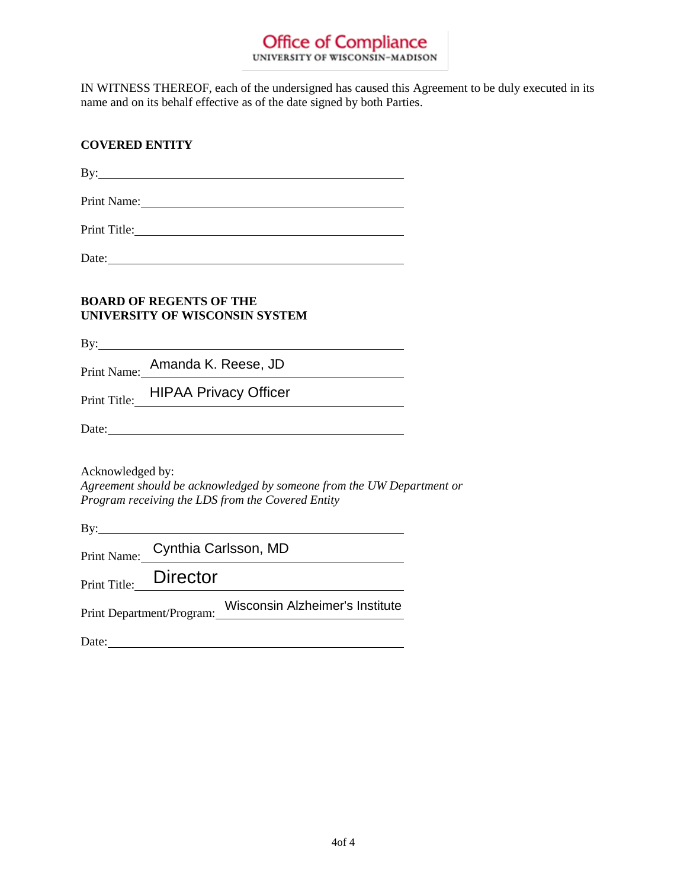IN WITNESS THEREOF, each of the undersigned has caused this Agreement to be duly executed in its name and on its behalf effective as of the date signed by both Parties.

**COVERED ENTITY**

By: ______________________________

Print Name: ______________________________

Print Title: ______________________________

Date: ______________________________

**BOARD OF REGENTS OF THE UNIVERSITY OF WISCONSIN SYSTEM**

By: ______________________________

Print Name: Amanda K. Reese, JD

Print Title: HIPAA Privacy Officer

Date: ______________________________

Acknowledged by:
*Agreement should be acknowledged by someone from the UW Department or Program receiving the LDS from the Covered Entity*

By: ______________________________

Print Name: Cynthia Carlsson, MD

Print Title: Director

Print Department/Program: Wisconsin Alzheimer's Institute

Date: ______________________________